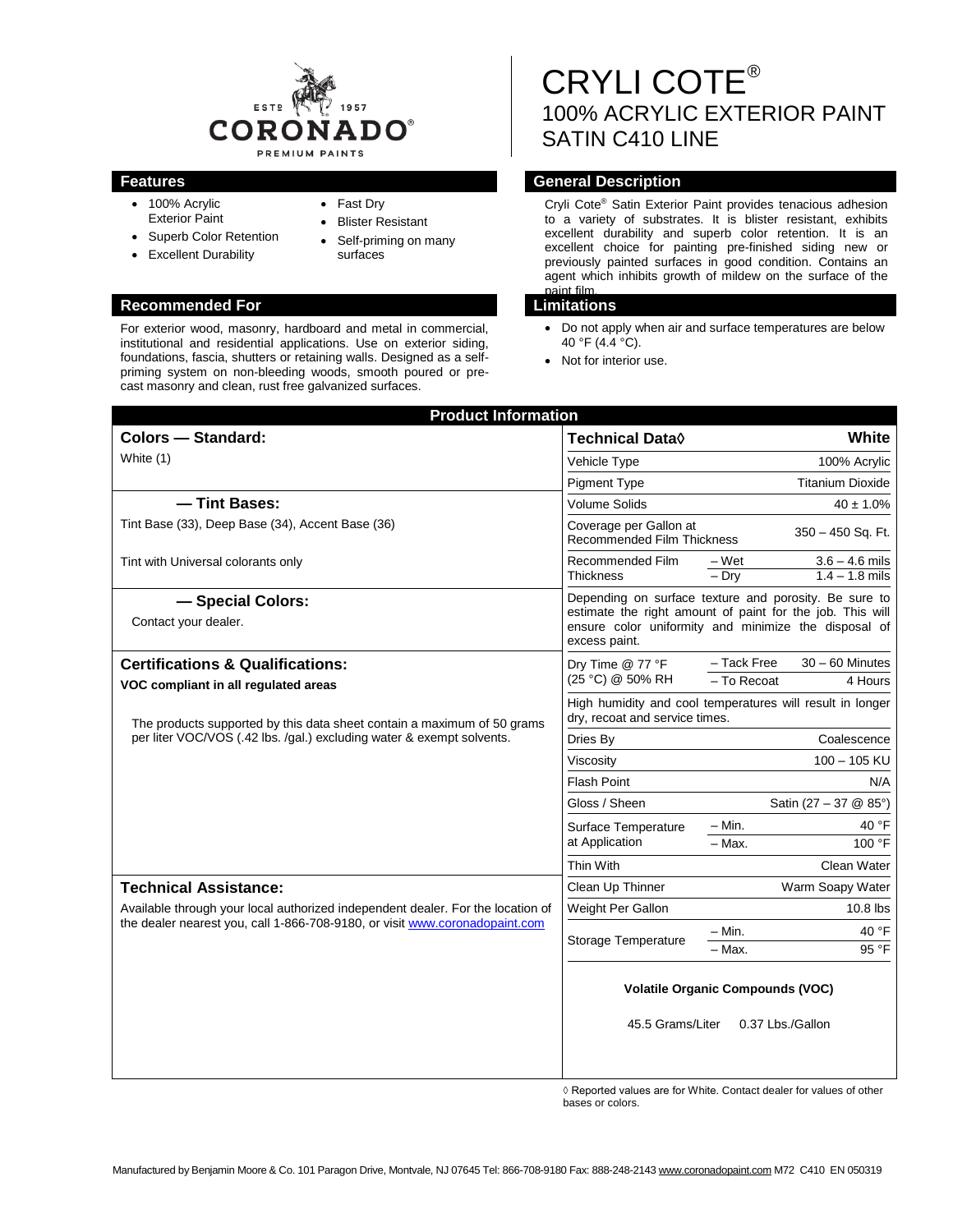# CRYLI COTE®
## 100% ACRYLIC EXTERIOR PAINT
## SATIN C410 LINE

## Features

- 100% Acrylic Exterior Paint
- Superb Color Retention
- Excellent Durability
- Fast Dry
- Blister Resistant
- Self-priming on many surfaces

## General Description

Cryli Cote® Satin Exterior Paint provides tenacious adhesion to a variety of substrates. It is blister resistant, exhibits excellent durability and superb color retention. It is an excellent choice for painting pre-finished siding new or previously painted surfaces in good condition. Contains an agent which inhibits growth of mildew on the surface of the paint film.

## Recommended For

For exterior wood, masonry, hardboard and metal in commercial, institutional and residential applications. Use on exterior siding, foundations, fascia, shutters or retaining walls. Designed as a self-priming system on non-bleeding woods, smooth poured or pre-cast masonry and clean, rust free galvanized surfaces.

## Limitations

- Do not apply when air and surface temperatures are below 40 °F (4.4 °C).
- Not for interior use.

## Product Information

### Colors — Standard:

White (1)

### — Tint Bases:

Tint Base (33), Deep Base (34), Accent Base (36)

Tint with Universal colorants only

### — Special Colors:

Contact your dealer.

### Certifications & Qualifications:

**VOC compliant in all regulated areas**

The products supported by this data sheet contain a maximum of 50 grams per liter VOC/VOS (.42 lbs. /gal.) excluding water & exempt solvents.

### Technical Assistance:

Available through your local authorized independent dealer. For the location of the dealer nearest you, call 1-866-708-9180, or visit www.coronadopaint.com

| Technical Data◊ | | White |
|---|---|---|
| Vehicle Type | | 100% Acrylic |
| Pigment Type | | Titanium Dioxide |
| Volume Solids | | 40 ± 1.0% |
| Coverage per Gallon at Recommended Film Thickness | | 350 – 450 Sq. Ft. |
| Recommended Film Thickness | – Wet | 3.6 – 4.6 mils |
| | – Dry | 1.4 – 1.8 mils |
| Depending on surface texture and porosity. Be sure to estimate the right amount of paint for the job. This will ensure color uniformity and minimize the disposal of excess paint. | | |
| Dry Time @ 77 °F (25 °C) @ 50% RH | – Tack Free | 30 – 60 Minutes |
| | – To Recoat | 4 Hours |
| High humidity and cool temperatures will result in longer dry, recoat and service times. | | |
| Dries By | | Coalescence |
| Viscosity | | 100 – 105 KU |
| Flash Point | | N/A |
| Gloss / Sheen | | Satin (27 – 37 @ 85°) |
| Surface Temperature at Application | – Min. | 40 °F |
| | – Max. | 100 °F |
| Thin With | | Clean Water |
| Clean Up Thinner | | Warm Soapy Water |
| Weight Per Gallon | | 10.8 lbs |
| Storage Temperature | – Min. | 40 °F |
| | – Max. | 95 °F |

**Volatile Organic Compounds (VOC)**

45.5 Grams/Liter 0.37 Lbs./Gallon

◊ Reported values are for White. Contact dealer for values of other bases or colors.

Manufactured by Benjamin Moore & Co. 101 Paragon Drive, Montvale, NJ 07645 Tel: 866-708-9180 Fax: 888-248-2143 www.coronadopaint.com M72 C410 EN 050319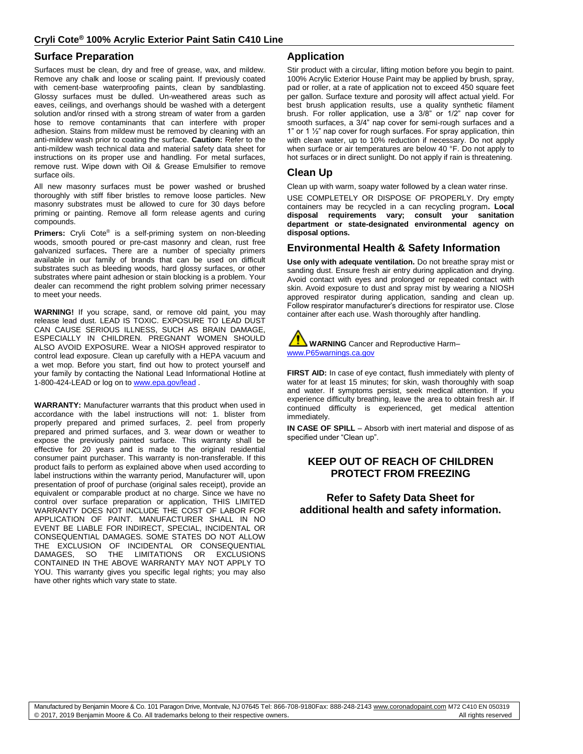## Cryli Cote® 100% Acrylic Exterior Paint Satin C410 Line

## Surface Preparation

Surfaces must be clean, dry and free of grease, wax, and mildew. Remove any chalk and loose or scaling paint. If previously coated with cement-base waterproofing paints, clean by sandblasting. Glossy surfaces must be dulled. Un-weathered areas such as eaves, ceilings, and overhangs should be washed with a detergent solution and/or rinsed with a strong stream of water from a garden hose to remove contaminants that can interfere with proper adhesion. Stains from mildew must be removed by cleaning with an anti-mildew wash prior to coating the surface. **Caution:** Refer to the anti-mildew wash technical data and material safety data sheet for instructions on its proper use and handling. For metal surfaces, remove rust. Wipe down with Oil & Grease Emulsifier to remove surface oils.

All new masonry surfaces must be power washed or brushed thoroughly with stiff fiber bristles to remove loose particles. New masonry substrates must be allowed to cure for 30 days before priming or painting. Remove all form release agents and curing compounds.

**Primers:** Cryli Cote® is a self-priming system on non-bleeding woods, smooth poured or pre-cast masonry and clean, rust free galvanized surfaces**.** There are a number of specialty primers available in our family of brands that can be used on difficult substrates such as bleeding woods, hard glossy surfaces, or other substrates where paint adhesion or stain blocking is a problem. Your dealer can recommend the right problem solving primer necessary to meet your needs.

**WARNING!** If you scrape, sand, or remove old paint, you may release lead dust. LEAD IS TOXIC. EXPOSURE TO LEAD DUST CAN CAUSE SERIOUS ILLNESS, SUCH AS BRAIN DAMAGE, ESPECIALLY IN CHILDREN. PREGNANT WOMEN SHOULD ALSO AVOID EXPOSURE. Wear a NIOSH approved respirator to control lead exposure. Clean up carefully with a HEPA vacuum and a wet mop. Before you start, find out how to protect yourself and your family by contacting the National Lead Informational Hotline at 1-800-424-LEAD or log on to www.epa.gov/lead .

**WARRANTY:** Manufacturer warrants that this product when used in accordance with the label instructions will not: 1. blister from properly prepared and primed surfaces, 2. peel from properly prepared and primed surfaces, and 3. wear down or weather to expose the previously painted surface. This warranty shall be effective for 20 years and is made to the original residential consumer paint purchaser. This warranty is non-transferable. If this product fails to perform as explained above when used according to label instructions within the warranty period, Manufacturer will, upon presentation of proof of purchase (original sales receipt), provide an equivalent or comparable product at no charge. Since we have no control over surface preparation or application, THIS LIMITED WARRANTY DOES NOT INCLUDE THE COST OF LABOR FOR APPLICATION OF PAINT. MANUFACTURER SHALL IN NO EVENT BE LIABLE FOR INDIRECT, SPECIAL, INCIDENTAL OR CONSEQUENTIAL DAMAGES. SOME STATES DO NOT ALLOW THE EXCLUSION OF INCIDENTAL OR CONSEQUENTIAL DAMAGES, SO THE LIMITATIONS OR EXCLUSIONS CONTAINED IN THE ABOVE WARRANTY MAY NOT APPLY TO YOU. This warranty gives you specific legal rights; you may also have other rights which vary state to state.

## Application

Stir product with a circular, lifting motion before you begin to paint. 100% Acrylic Exterior House Paint may be applied by brush, spray, pad or roller, at a rate of application not to exceed 450 square feet per gallon. Surface texture and porosity will affect actual yield. For best brush application results, use a quality synthetic filament brush. For roller application, use a 3/8" or 1/2" nap cover for smooth surfaces, a 3/4" nap cover for semi-rough surfaces and a 1" or 1 ½" nap cover for rough surfaces. For spray application, thin with clean water, up to 10% reduction if necessary. Do not apply when surface or air temperatures are below 40 °F. Do not apply to hot surfaces or in direct sunlight. Do not apply if rain is threatening.

## Clean Up

Clean up with warm, soapy water followed by a clean water rinse.

USE COMPLETELY OR DISPOSE OF PROPERLY. Dry empty containers may be recycled in a can recycling program**. Local disposal requirements vary; consult your sanitation department or state-designated environmental agency on disposal options.**

## Environmental Health & Safety Information

**Use only with adequate ventilation.** Do not breathe spray mist or sanding dust. Ensure fresh air entry during application and drying. Avoid contact with eyes and prolonged or repeated contact with skin. Avoid exposure to dust and spray mist by wearing a NIOSH approved respirator during application, sanding and clean up. Follow respirator manufacturer's directions for respirator use. Close container after each use. Wash thoroughly after handling.

**WARNING** Cancer and Reproductive Harm– www.P65warnings.ca.gov

**FIRST AID:** In case of eye contact, flush immediately with plenty of water for at least 15 minutes; for skin, wash thoroughly with soap and water. If symptoms persist, seek medical attention. If you experience difficulty breathing, leave the area to obtain fresh air. If continued difficulty is experienced, get medical attention immediately.

**IN CASE OF SPILL** – Absorb with inert material and dispose of as specified under "Clean up".

**KEEP OUT OF REACH OF CHILDREN**
**PROTECT FROM FREEZING**

**Refer to Safety Data Sheet for additional health and safety information.**

Manufactured by Benjamin Moore & Co. 101 Paragon Drive, Montvale, NJ 07645 Tel: 866-708-9180Fax: 888-248-2143 www.coronadopaint.com M72 C410 EN 050319
© 2017, 2019 Benjamin Moore & Co. All trademarks belong to their respective owners. All rights reserved